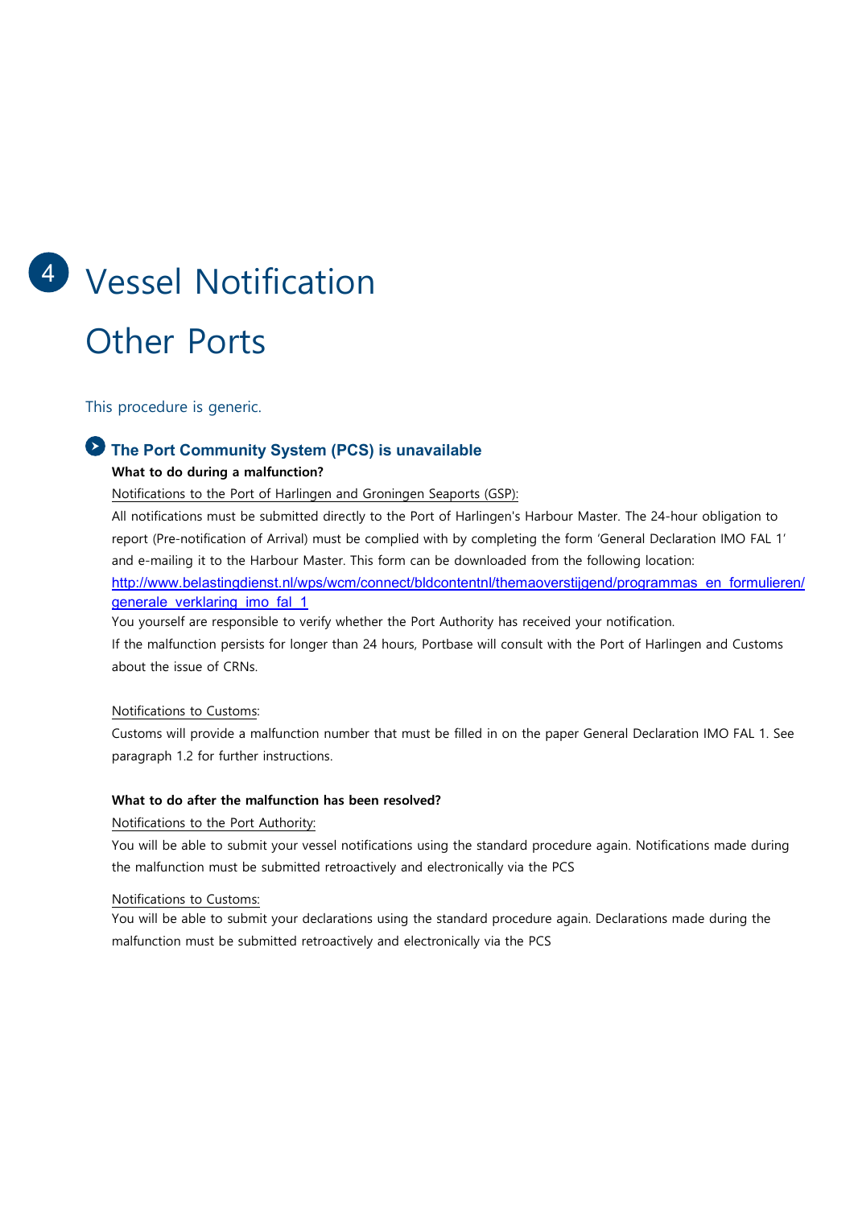# 4 Vessel Notification Other Ports

This procedure is generic.

## The Port Community System (PCS) is unavailable

**What to do during a malfunction?**

Notifications to the Port of Harlingen and Groningen Seaports (GSP):

All notifications must be submitted directly to the Port of Harlingen's Harbour Master. The 24-hour obligation to report (Pre-notification of Arrival) must be complied with by completing the form 'General Declaration IMO FAL 1' and e-mailing it to the Harbour Master. This form can be downloaded from the following location: http://www.belastingdienst.nl/wps/wcm/connect/bldcontentnl/themaoverstijgend/programmas_en_formulieren/generale_verklaring_imo_fal_1

You yourself are responsible to verify whether the Port Authority has received your notification.

If the malfunction persists for longer than 24 hours, Portbase will consult with the Port of Harlingen and Customs about the issue of CRNs.

Notifications to Customs:

Customs will provide a malfunction number that must be filled in on the paper General Declaration IMO FAL 1. See paragraph 1.2 for further instructions.

**What to do after the malfunction has been resolved?**

Notifications to the Port Authority:

You will be able to submit your vessel notifications using the standard procedure again. Notifications made during the malfunction must be submitted retroactively and electronically via the PCS

Notifications to Customs:

You will be able to submit your declarations using the standard procedure again. Declarations made during the malfunction must be submitted retroactively and electronically via the PCS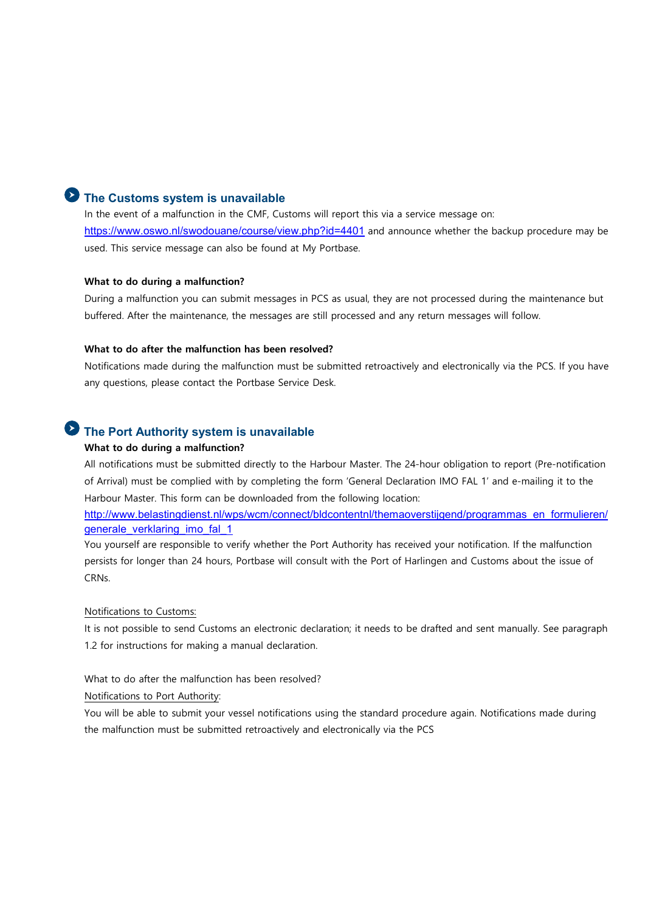## The Customs system is unavailable

In the event of a malfunction in the CMF, Customs will report this via a service message on: https://www.oswo.nl/swodouane/course/view.php?id=4401 and announce whether the backup procedure may be used. This service message can also be found at My Portbase.

**What to do during a malfunction?**

During a malfunction you can submit messages in PCS as usual, they are not processed during the maintenance but buffered. After the maintenance, the messages are still processed and any return messages will follow.

**What to do after the malfunction has been resolved?**

Notifications made during the malfunction must be submitted retroactively and electronically via the PCS. If you have any questions, please contact the Portbase Service Desk.

## The Port Authority system is unavailable

**What to do during a malfunction?**

All notifications must be submitted directly to the Harbour Master. The 24-hour obligation to report (Pre-notification of Arrival) must be complied with by completing the form 'General Declaration IMO FAL 1' and e-mailing it to the Harbour Master. This form can be downloaded from the following location:

http://www.belastingdienst.nl/wps/wcm/connect/bldcontentnl/themaoverstijgend/programmas_en_formulieren/generale_verklaring_imo_fal_1

You yourself are responsible to verify whether the Port Authority has received your notification. If the malfunction persists for longer than 24 hours, Portbase will consult with the Port of Harlingen and Customs about the issue of CRNs.

Notifications to Customs:

It is not possible to send Customs an electronic declaration; it needs to be drafted and sent manually. See paragraph 1.2 for instructions for making a manual declaration.

What to do after the malfunction has been resolved?

Notifications to Port Authority:

You will be able to submit your vessel notifications using the standard procedure again. Notifications made during the malfunction must be submitted retroactively and electronically via the PCS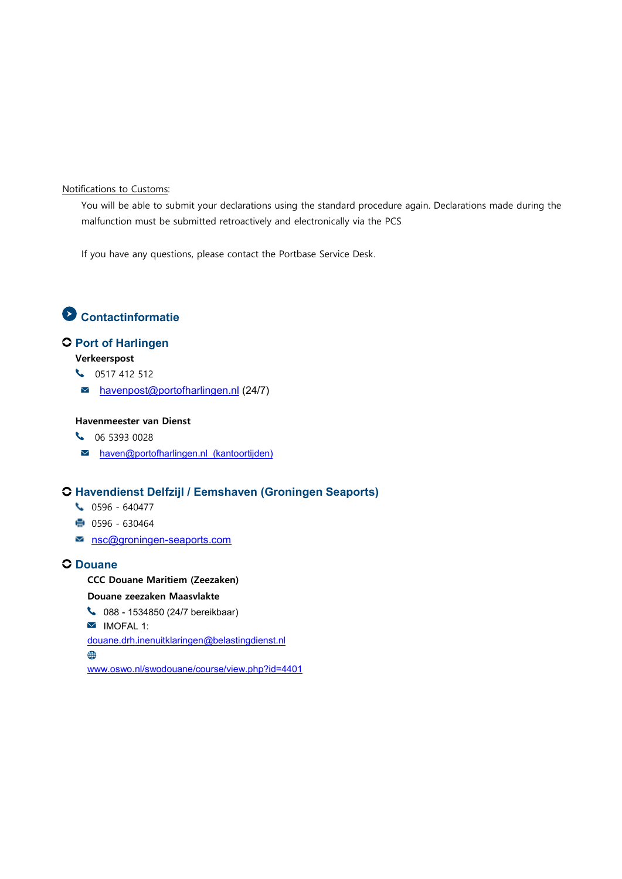Notifications to Customs:

You will be able to submit your declarations using the standard procedure again. Declarations made during the malfunction must be submitted retroactively and electronically via the PCS

If you have any questions, please contact the Portbase Service Desk.

## Contactinformatie

### Port of Harlingen

**Verkeerspost**

0517 412 512

havenpost@portofharlingen.nl (24/7)

**Havenmeester van Dienst**

06 5393 0028

haven@portofharlingen.nl (kantoortijden)

### Havendienst Delfzijl / Eemshaven (Groningen Seaports)

0596 - 640477

0596 - 630464

nsc@groningen-seaports.com

### Douane

**CCC Douane Maritiem (Zeezaken)**

**Douane zeezaken Maasvlakte**

088 - 1534850 (24/7 bereikbaar)

IMOFAL 1:
douane.drh.inenuitklaringen@belastingdienst.nl

www.oswo.nl/swodouane/course/view.php?id=4401